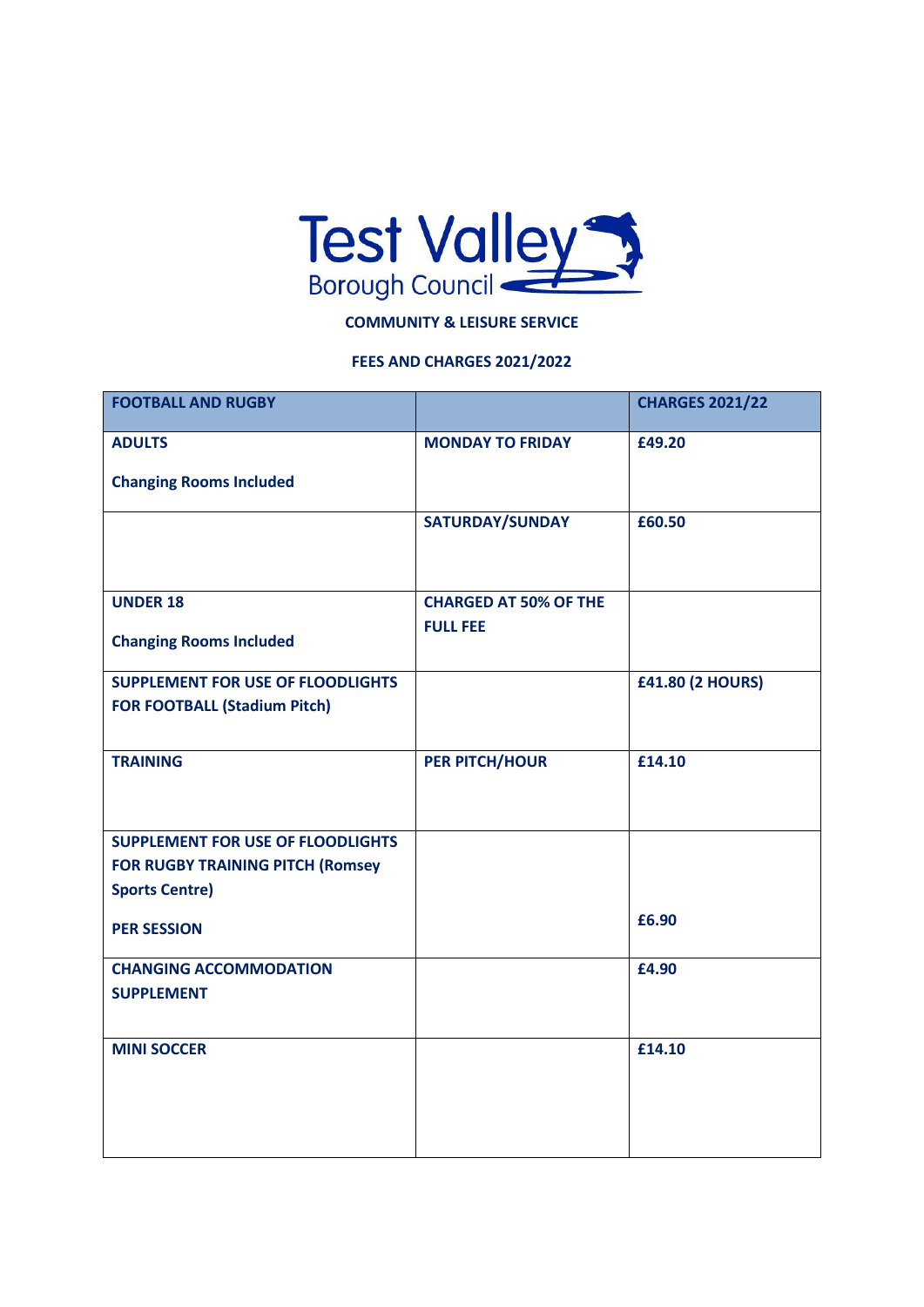Test Valley Borough Council

**COMMUNITY & LEISURE SERVICE**

**FEES AND CHARGES 2021/2022**

| FOOTBALL AND RUGBY | | CHARGES 2021/22 |
| --- | --- | --- |
| **ADULTS**<br><br>**Changing Rooms Included** | **MONDAY TO FRIDAY** | **£49.20** |
| | **SATURDAY/SUNDAY** | **£60.50** |
| **UNDER 18**<br><br>**Changing Rooms Included** | **CHARGED AT 50% OF THE FULL FEE** | |
| **SUPPLEMENT FOR USE OF FLOODLIGHTS FOR FOOTBALL (Stadium Pitch)** | | **£41.80 (2 HOURS)** |
| **TRAINING** | **PER PITCH/HOUR** | **£14.10** |
| **SUPPLEMENT FOR USE OF FLOODLIGHTS FOR RUGBY TRAINING PITCH (Romsey Sports Centre)**<br><br>**PER SESSION** | | **£6.90** |
| **CHANGING ACCOMMODATION SUPPLEMENT** | | **£4.90** |
| **MINI SOCCER** | | **£14.10** |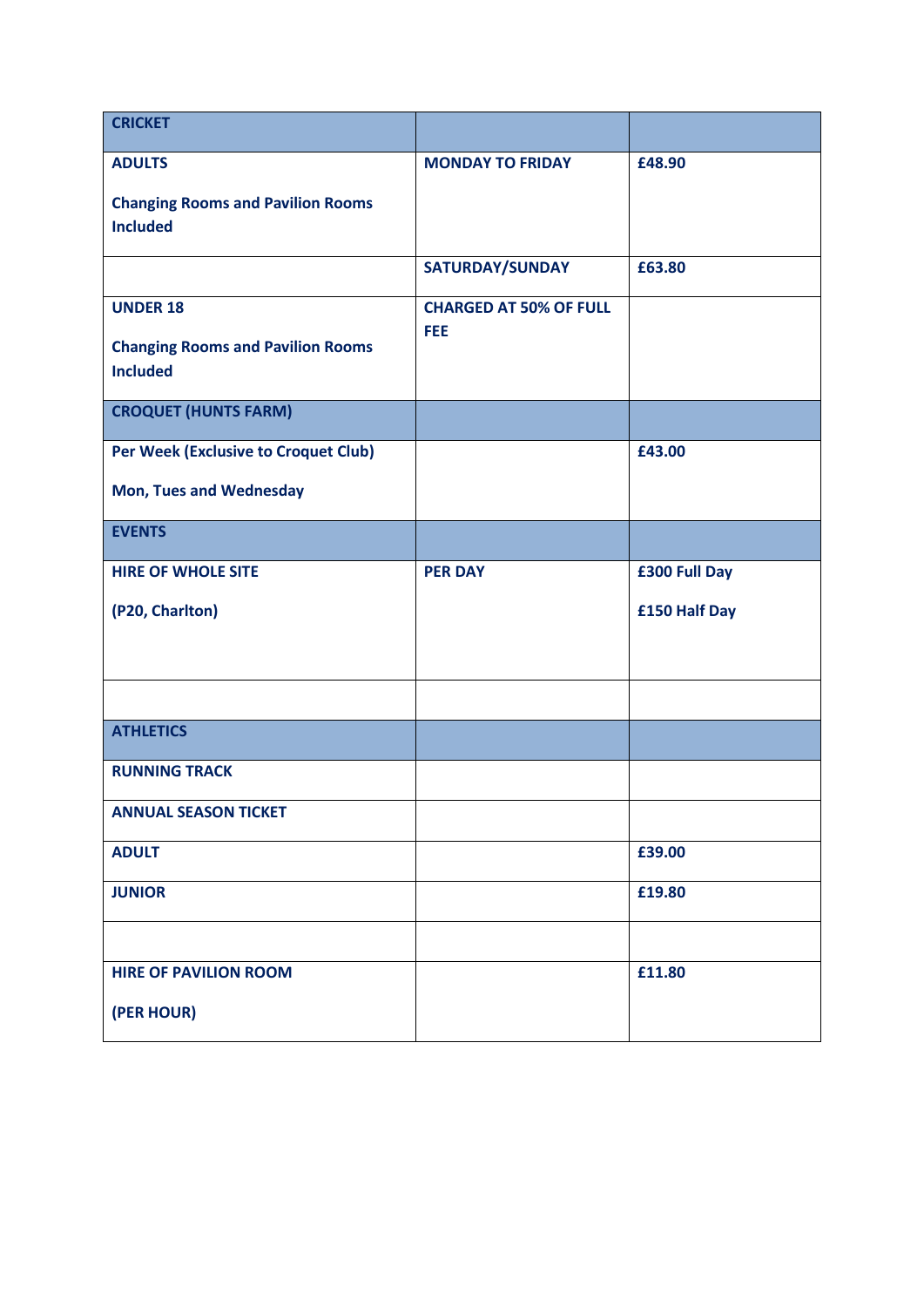| **CRICKET** | | |
|---|---|---|
| **ADULTS**<br><br>**Changing Rooms and Pavilion Rooms Included** | **MONDAY TO FRIDAY** | **£48.90** |
| | **SATURDAY/SUNDAY** | **£63.80** |
| **UNDER 18**<br><br>**Changing Rooms and Pavilion Rooms Included** | **CHARGED AT 50% OF FULL FEE** | |
| **CROQUET (HUNTS FARM)** | | |
| **Per Week (Exclusive to Croquet Club)**<br><br>**Mon, Tues and Wednesday** | | **£43.00** |
| **EVENTS** | | |
| **HIRE OF WHOLE SITE**<br><br>**(P20, Charlton)** | **PER DAY** | **£300 Full Day**<br><br>**£150 Half Day** |
| | | |
| **ATHLETICS** | | |
| **RUNNING TRACK** | | |
| **ANNUAL SEASON TICKET** | | |
| **ADULT** | | **£39.00** |
| **JUNIOR** | | **£19.80** |
| | | |
| **HIRE OF PAVILION ROOM**<br><br>**(PER HOUR)** | | **£11.80** |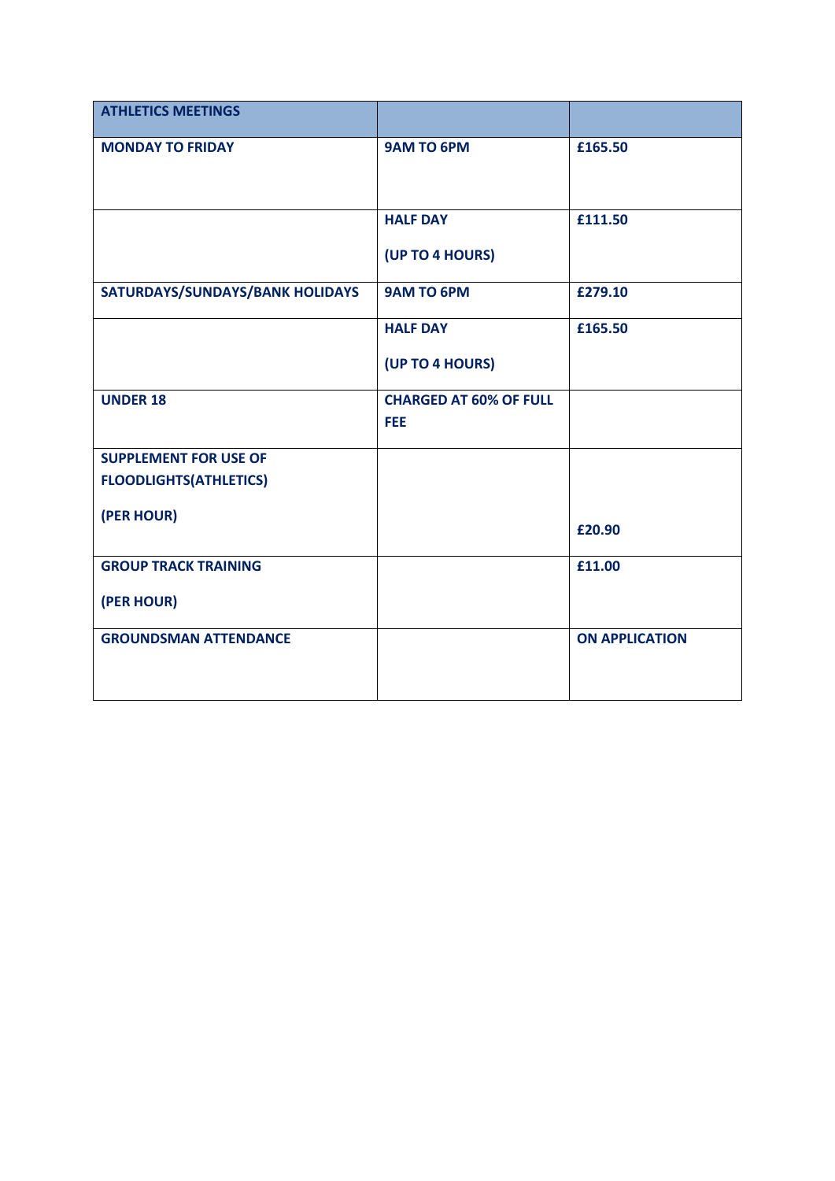| ATHLETICS MEETINGS | | |
|---|---|---|
| MONDAY TO FRIDAY | 9AM TO 6PM | £165.50 |
| | HALF DAY (UP TO 4 HOURS) | £111.50 |
| SATURDAYS/SUNDAYS/BANK HOLIDAYS | 9AM TO 6PM | £279.10 |
| | HALF DAY (UP TO 4 HOURS) | £165.50 |
| UNDER 18 | CHARGED AT 60% OF FULL FEE | |
| SUPPLEMENT FOR USE OF FLOODLIGHTS(ATHLETICS) (PER HOUR) | | £20.90 |
| GROUP TRACK TRAINING (PER HOUR) | | £11.00 |
| GROUNDSMAN ATTENDANCE | | ON APPLICATION |